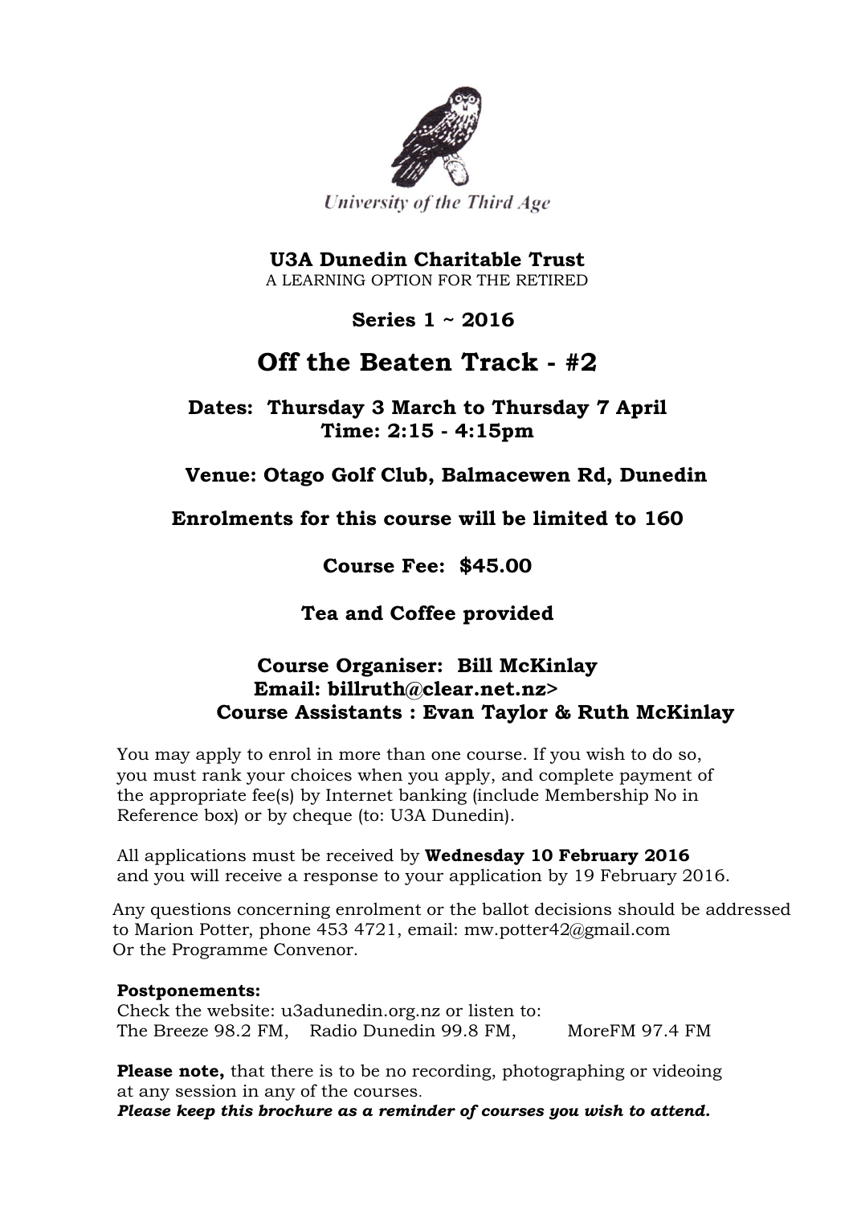University of the Third Age

**U3A Dunedin Charitable Trust**
A LEARNING OPTION FOR THE RETIRED

**Series 1 ~ 2016**

# Off the Beaten Track - #2

**Dates: Thursday 3 March to Thursday 7 April**
**Time: 2:15 - 4:15pm**

**Venue: Otago Golf Club, Balmacewen Rd, Dunedin**

**Enrolments for this course will be limited to 160**

**Course Fee: $45.00**

**Tea and Coffee provided**

**Course Organiser: Bill McKinlay**
**Email: billruth@clear.net.nz>**
**Course Assistants : Evan Taylor & Ruth McKinlay**

You may apply to enrol in more than one course. If you wish to do so, you must rank your choices when you apply, and complete payment of the appropriate fee(s) by Internet banking (include Membership No in Reference box) or by cheque (to: U3A Dunedin).

All applications must be received by **Wednesday 10 February 2016** and you will receive a response to your application by 19 February 2016.

Any questions concerning enrolment or the ballot decisions should be addressed to Marion Potter, phone 453 4721, email: mw.potter42@gmail.com
Or the Programme Convenor.

**Postponements:**
Check the website: u3adunedin.org.nz or listen to:
The Breeze 98.2 FM, Radio Dunedin 99.8 FM, MoreFM 97.4 FM

**Please note,** that there is to be no recording, photographing or videoing at any session in any of the courses.
***Please keep this brochure as a reminder of courses you wish to attend.***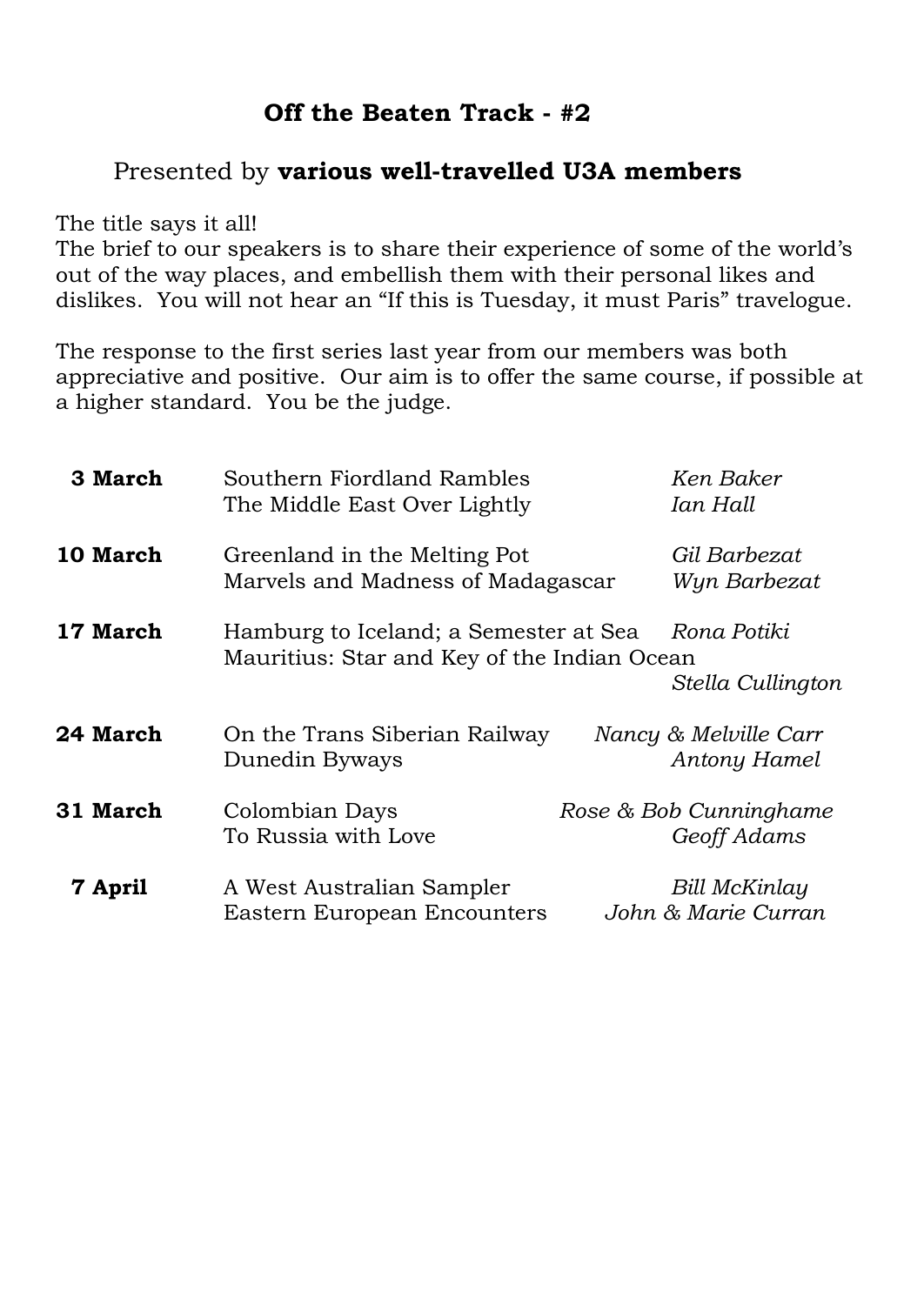## Off the Beaten Track - #2

Presented by **various well-travelled U3A members**

The title says it all!
The brief to our speakers is to share their experience of some of the world's out of the way places, and embellish them with their personal likes and dislikes. You will not hear an "If this is Tuesday, it must Paris" travelogue.

The response to the first series last year from our members was both appreciative and positive. Our aim is to offer the same course, if possible at a higher standard. You be the judge.

| | | |
|---|---|---|
| **3 March** | Southern Fiordland Rambles | *Ken Baker* |
| | The Middle East Over Lightly | *Ian Hall* |
| **10 March** | Greenland in the Melting Pot | *Gil Barbezat* |
| | Marvels and Madness of Madagascar | *Wyn Barbezat* |
| **17 March** | Hamburg to Iceland; a Semester at Sea | *Rona Potiki* |
| | Mauritius: Star and Key of the Indian Ocean | *Stella Cullington* |
| **24 March** | On the Trans Siberian Railway | *Nancy & Melville Carr* |
| | Dunedin Byways | *Antony Hamel* |
| **31 March** | Colombian Days | *Rose & Bob Cunninghame* |
| | To Russia with Love | *Geoff Adams* |
| **7 April** | A West Australian Sampler | *Bill McKinlay* |
| | Eastern European Encounters | *John & Marie Curran* |